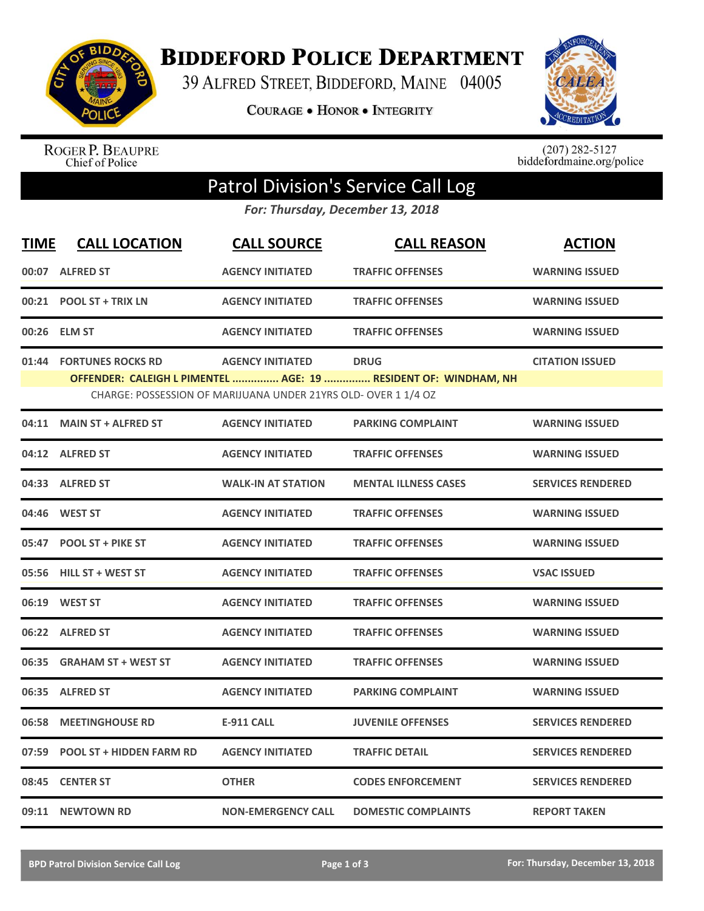# Biddeford Police Department

39 Alfred Street, Biddeford, Maine 04005

Courage • Honor • Integrity

Roger P. Beaupre
Chief of Police

(207) 282-5127
biddefordmaine.org/police

## Patrol Division's Service Call Log

*For: Thursday, December 13, 2018*

| TIME | CALL LOCATION | CALL SOURCE | CALL REASON | ACTION |
|---|---|---|---|---|
| 00:07 | ALFRED ST | AGENCY INITIATED | TRAFFIC OFFENSES | WARNING ISSUED |
| 00:21 | POOL ST + TRIX LN | AGENCY INITIATED | TRAFFIC OFFENSES | WARNING ISSUED |
| 00:26 | ELM ST | AGENCY INITIATED | TRAFFIC OFFENSES | WARNING ISSUED |
| 01:44 | FORTUNES ROCKS RD | AGENCY INITIATED | DRUG | CITATION ISSUED |
| | OFFENDER: CALEIGH L PIMENTEL ............... AGE: 19 ............... RESIDENT OF: WINDHAM, NH | | | |
| | CHARGE: POSSESSION OF MARIJUANA UNDER 21YRS OLD- OVER 1 1/4 OZ | | | |
| 04:11 | MAIN ST + ALFRED ST | AGENCY INITIATED | PARKING COMPLAINT | WARNING ISSUED |
| 04:12 | ALFRED ST | AGENCY INITIATED | TRAFFIC OFFENSES | WARNING ISSUED |
| 04:33 | ALFRED ST | WALK-IN AT STATION | MENTAL ILLNESS CASES | SERVICES RENDERED |
| 04:46 | WEST ST | AGENCY INITIATED | TRAFFIC OFFENSES | WARNING ISSUED |
| 05:47 | POOL ST + PIKE ST | AGENCY INITIATED | TRAFFIC OFFENSES | WARNING ISSUED |
| 05:56 | HILL ST + WEST ST | AGENCY INITIATED | TRAFFIC OFFENSES | VSAC ISSUED |
| 06:19 | WEST ST | AGENCY INITIATED | TRAFFIC OFFENSES | WARNING ISSUED |
| 06:22 | ALFRED ST | AGENCY INITIATED | TRAFFIC OFFENSES | WARNING ISSUED |
| 06:35 | GRAHAM ST + WEST ST | AGENCY INITIATED | TRAFFIC OFFENSES | WARNING ISSUED |
| 06:35 | ALFRED ST | AGENCY INITIATED | PARKING COMPLAINT | WARNING ISSUED |
| 06:58 | MEETINGHOUSE RD | E-911 CALL | JUVENILE OFFENSES | SERVICES RENDERED |
| 07:59 | POOL ST + HIDDEN FARM RD | AGENCY INITIATED | TRAFFIC DETAIL | SERVICES RENDERED |
| 08:45 | CENTER ST | OTHER | CODES ENFORCEMENT | SERVICES RENDERED |
| 09:11 | NEWTOWN RD | NON-EMERGENCY CALL | DOMESTIC COMPLAINTS | REPORT TAKEN |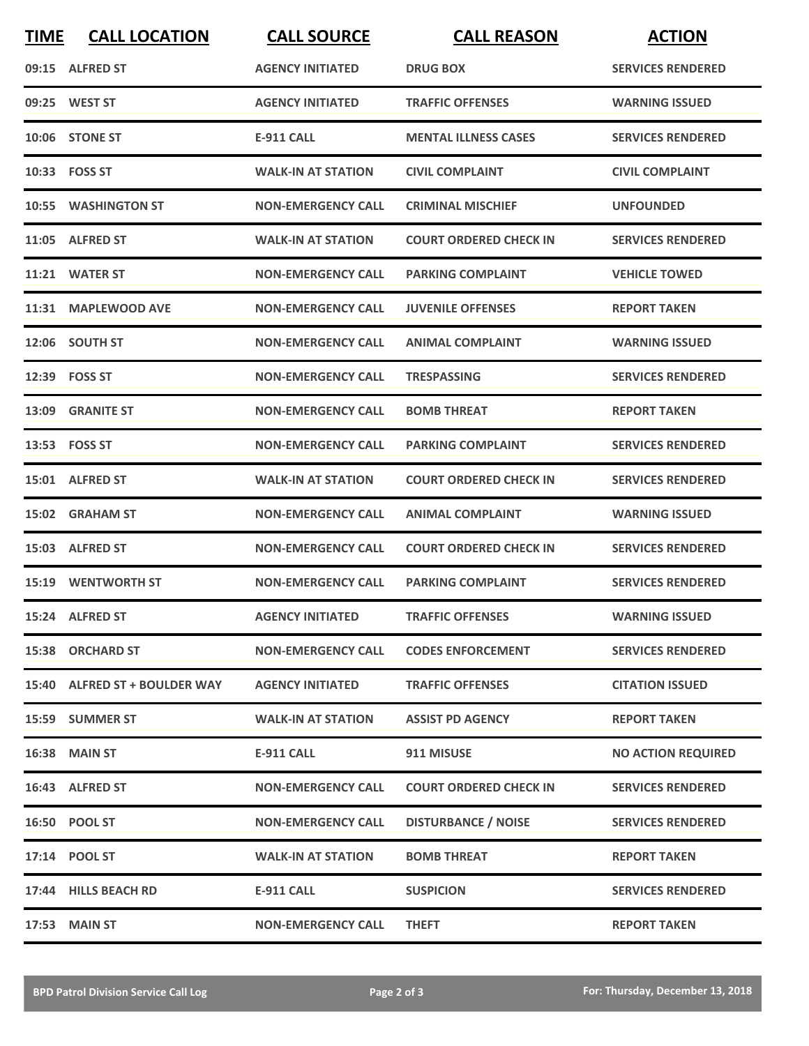| TIME | CALL LOCATION | CALL SOURCE | CALL REASON | ACTION |
|---|---|---|---|---|
| 09:15 | ALFRED ST | AGENCY INITIATED | DRUG BOX | SERVICES RENDERED |
| 09:25 | WEST ST | AGENCY INITIATED | TRAFFIC OFFENSES | WARNING ISSUED |
| 10:06 | STONE ST | E-911 CALL | MENTAL ILLNESS CASES | SERVICES RENDERED |
| 10:33 | FOSS ST | WALK-IN AT STATION | CIVIL COMPLAINT | CIVIL COMPLAINT |
| 10:55 | WASHINGTON ST | NON-EMERGENCY CALL | CRIMINAL MISCHIEF | UNFOUNDED |
| 11:05 | ALFRED ST | WALK-IN AT STATION | COURT ORDERED CHECK IN | SERVICES RENDERED |
| 11:21 | WATER ST | NON-EMERGENCY CALL | PARKING COMPLAINT | VEHICLE TOWED |
| 11:31 | MAPLEWOOD AVE | NON-EMERGENCY CALL | JUVENILE OFFENSES | REPORT TAKEN |
| 12:06 | SOUTH ST | NON-EMERGENCY CALL | ANIMAL COMPLAINT | WARNING ISSUED |
| 12:39 | FOSS ST | NON-EMERGENCY CALL | TRESPASSING | SERVICES RENDERED |
| 13:09 | GRANITE ST | NON-EMERGENCY CALL | BOMB THREAT | REPORT TAKEN |
| 13:53 | FOSS ST | NON-EMERGENCY CALL | PARKING COMPLAINT | SERVICES RENDERED |
| 15:01 | ALFRED ST | WALK-IN AT STATION | COURT ORDERED CHECK IN | SERVICES RENDERED |
| 15:02 | GRAHAM ST | NON-EMERGENCY CALL | ANIMAL COMPLAINT | WARNING ISSUED |
| 15:03 | ALFRED ST | NON-EMERGENCY CALL | COURT ORDERED CHECK IN | SERVICES RENDERED |
| 15:19 | WENTWORTH ST | NON-EMERGENCY CALL | PARKING COMPLAINT | SERVICES RENDERED |
| 15:24 | ALFRED ST | AGENCY INITIATED | TRAFFIC OFFENSES | WARNING ISSUED |
| 15:38 | ORCHARD ST | NON-EMERGENCY CALL | CODES ENFORCEMENT | SERVICES RENDERED |
| 15:40 | ALFRED ST + BOULDER WAY | AGENCY INITIATED | TRAFFIC OFFENSES | CITATION ISSUED |
| 15:59 | SUMMER ST | WALK-IN AT STATION | ASSIST PD AGENCY | REPORT TAKEN |
| 16:38 | MAIN ST | E-911 CALL | 911 MISUSE | NO ACTION REQUIRED |
| 16:43 | ALFRED ST | NON-EMERGENCY CALL | COURT ORDERED CHECK IN | SERVICES RENDERED |
| 16:50 | POOL ST | NON-EMERGENCY CALL | DISTURBANCE / NOISE | SERVICES RENDERED |
| 17:14 | POOL ST | WALK-IN AT STATION | BOMB THREAT | REPORT TAKEN |
| 17:44 | HILLS BEACH RD | E-911 CALL | SUSPICION | SERVICES RENDERED |
| 17:53 | MAIN ST | NON-EMERGENCY CALL | THEFT | REPORT TAKEN |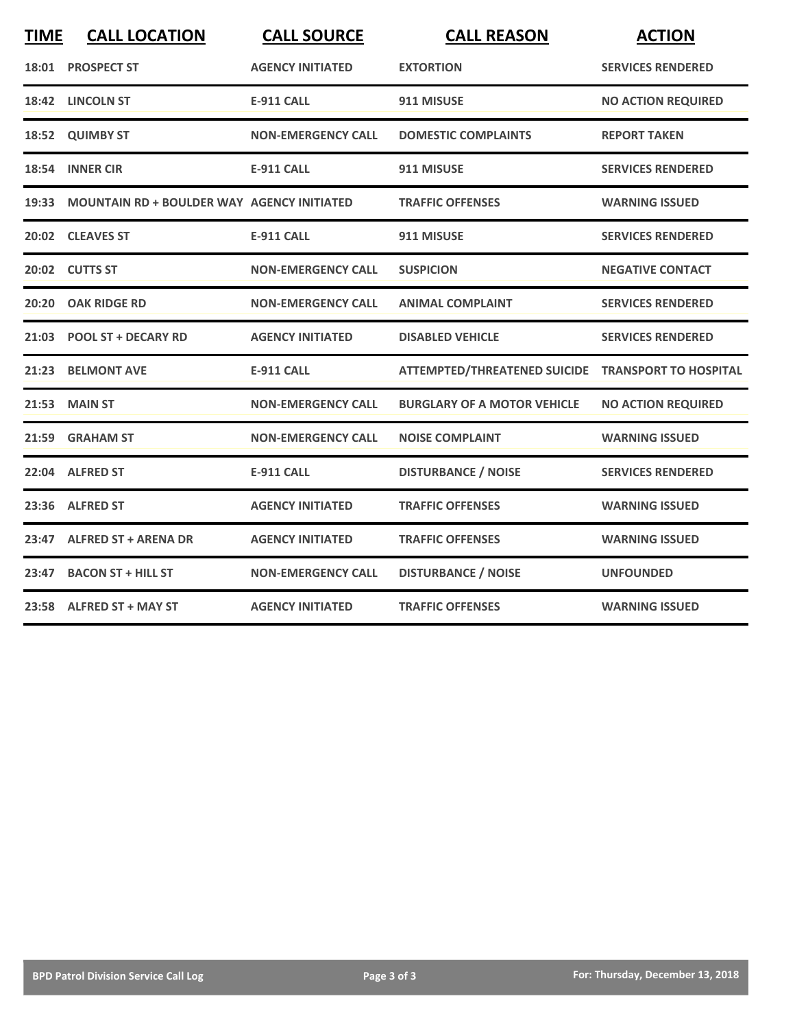| TIME | CALL LOCATION | CALL SOURCE | CALL REASON | ACTION |
|---|---|---|---|---|
| 18:01 | PROSPECT ST | AGENCY INITIATED | EXTORTION | SERVICES RENDERED |
| 18:42 | LINCOLN ST | E-911 CALL | 911 MISUSE | NO ACTION REQUIRED |
| 18:52 | QUIMBY ST | NON-EMERGENCY CALL | DOMESTIC COMPLAINTS | REPORT TAKEN |
| 18:54 | INNER CIR | E-911 CALL | 911 MISUSE | SERVICES RENDERED |
| 19:33 | MOUNTAIN RD + BOULDER WAY | AGENCY INITIATED | TRAFFIC OFFENSES | WARNING ISSUED |
| 20:02 | CLEAVES ST | E-911 CALL | 911 MISUSE | SERVICES RENDERED |
| 20:02 | CUTTS ST | NON-EMERGENCY CALL | SUSPICION | NEGATIVE CONTACT |
| 20:20 | OAK RIDGE RD | NON-EMERGENCY CALL | ANIMAL COMPLAINT | SERVICES RENDERED |
| 21:03 | POOL ST + DECARY RD | AGENCY INITIATED | DISABLED VEHICLE | SERVICES RENDERED |
| 21:23 | BELMONT AVE | E-911 CALL | ATTEMPTED/THREATENED SUICIDE | TRANSPORT TO HOSPITAL |
| 21:53 | MAIN ST | NON-EMERGENCY CALL | BURGLARY OF A MOTOR VEHICLE | NO ACTION REQUIRED |
| 21:59 | GRAHAM ST | NON-EMERGENCY CALL | NOISE COMPLAINT | WARNING ISSUED |
| 22:04 | ALFRED ST | E-911 CALL | DISTURBANCE / NOISE | SERVICES RENDERED |
| 23:36 | ALFRED ST | AGENCY INITIATED | TRAFFIC OFFENSES | WARNING ISSUED |
| 23:47 | ALFRED ST + ARENA DR | AGENCY INITIATED | TRAFFIC OFFENSES | WARNING ISSUED |
| 23:47 | BACON ST + HILL ST | NON-EMERGENCY CALL | DISTURBANCE / NOISE | UNFOUNDED |
| 23:58 | ALFRED ST + MAY ST | AGENCY INITIATED | TRAFFIC OFFENSES | WARNING ISSUED |